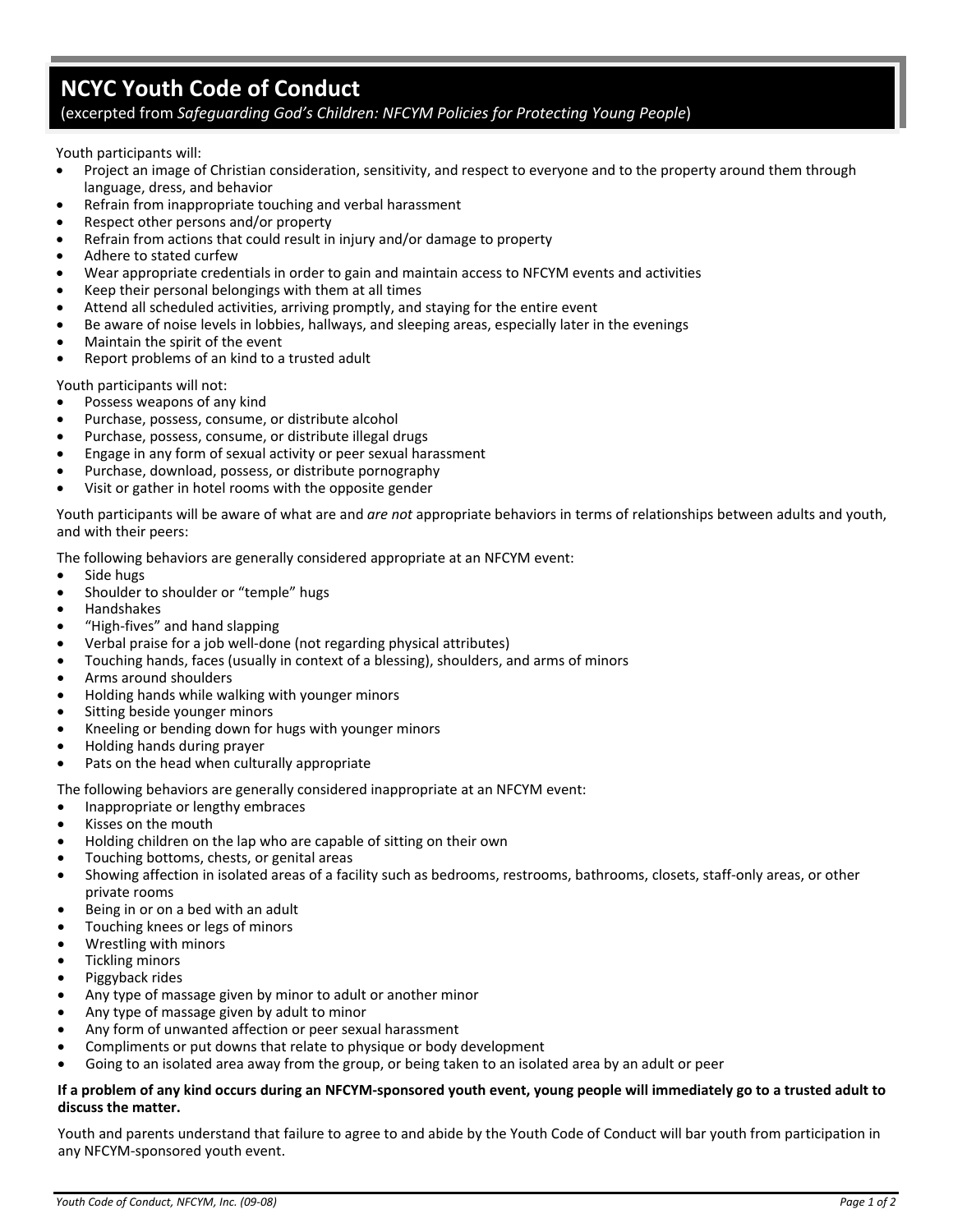# NCYC Youth Code of Conduct

(excerpted from *Safeguarding God's Children: NFCYM Policies for Protecting Young People*)

Youth participants will:

- Project an image of Christian consideration, sensitivity, and respect to everyone and to the property around them through language, dress, and behavior
- Refrain from inappropriate touching and verbal harassment
- Respect other persons and/or property
- Refrain from actions that could result in injury and/or damage to property
- Adhere to stated curfew
- Wear appropriate credentials in order to gain and maintain access to NFCYM events and activities
- Keep their personal belongings with them at all times
- Attend all scheduled activities, arriving promptly, and staying for the entire event
- Be aware of noise levels in lobbies, hallways, and sleeping areas, especially later in the evenings
- Maintain the spirit of the event
- Report problems of an kind to a trusted adult

Youth participants will not:

- Possess weapons of any kind
- Purchase, possess, consume, or distribute alcohol
- Purchase, possess, consume, or distribute illegal drugs
- Engage in any form of sexual activity or peer sexual harassment
- Purchase, download, possess, or distribute pornography
- Visit or gather in hotel rooms with the opposite gender

Youth participants will be aware of what are and *are not* appropriate behaviors in terms of relationships between adults and youth, and with their peers:

The following behaviors are generally considered appropriate at an NFCYM event:

- Side hugs
- Shoulder to shoulder or "temple" hugs
- Handshakes
- "High-fives" and hand slapping
- Verbal praise for a job well-done (not regarding physical attributes)
- Touching hands, faces (usually in context of a blessing), shoulders, and arms of minors
- Arms around shoulders
- Holding hands while walking with younger minors
- Sitting beside younger minors
- Kneeling or bending down for hugs with younger minors
- Holding hands during prayer
- Pats on the head when culturally appropriate

The following behaviors are generally considered inappropriate at an NFCYM event:

- Inappropriate or lengthy embraces
- Kisses on the mouth
- Holding children on the lap who are capable of sitting on their own
- Touching bottoms, chests, or genital areas
- Showing affection in isolated areas of a facility such as bedrooms, restrooms, bathrooms, closets, staff-only areas, or other private rooms
- Being in or on a bed with an adult
- Touching knees or legs of minors
- Wrestling with minors
- Tickling minors
- Piggyback rides
- Any type of massage given by minor to adult or another minor
- Any type of massage given by adult to minor
- Any form of unwanted affection or peer sexual harassment
- Compliments or put downs that relate to physique or body development
- Going to an isolated area away from the group, or being taken to an isolated area by an adult or peer

**If a problem of any kind occurs during an NFCYM-sponsored youth event, young people will immediately go to a trusted adult to discuss the matter.**

Youth and parents understand that failure to agree to and abide by the Youth Code of Conduct will bar youth from participation in any NFCYM-sponsored youth event.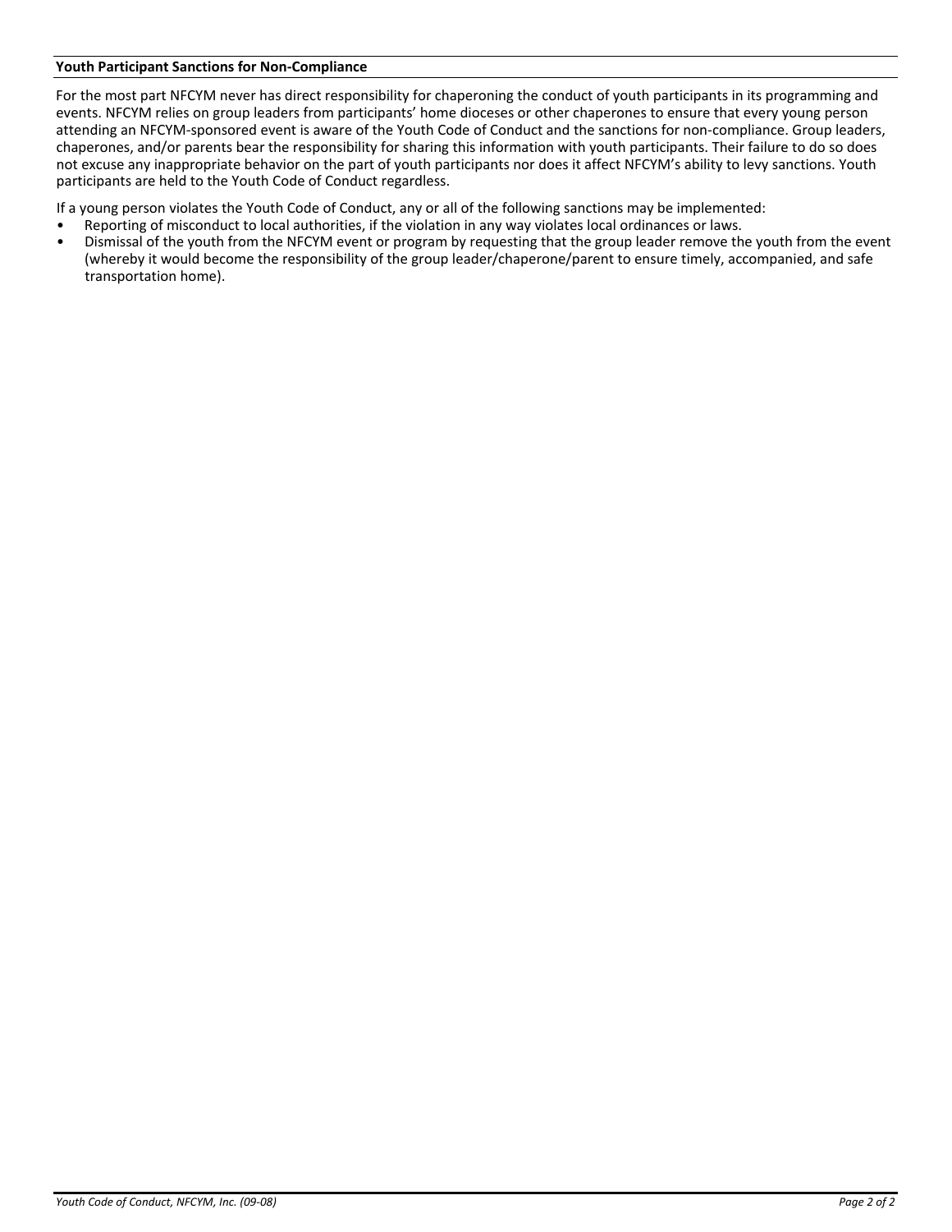**Youth Participant Sanctions for Non-Compliance**

For the most part NFCYM never has direct responsibility for chaperoning the conduct of youth participants in its programming and events. NFCYM relies on group leaders from participants' home dioceses or other chaperones to ensure that every young person attending an NFCYM-sponsored event is aware of the Youth Code of Conduct and the sanctions for non-compliance. Group leaders, chaperones, and/or parents bear the responsibility for sharing this information with youth participants. Their failure to do so does not excuse any inappropriate behavior on the part of youth participants nor does it affect NFCYM's ability to levy sanctions. Youth participants are held to the Youth Code of Conduct regardless.

If a young person violates the Youth Code of Conduct, any or all of the following sanctions may be implemented:

- Reporting of misconduct to local authorities, if the violation in any way violates local ordinances or laws.
- Dismissal of the youth from the NFCYM event or program by requesting that the group leader remove the youth from the event (whereby it would become the responsibility of the group leader/chaperone/parent to ensure timely, accompanied, and safe transportation home).